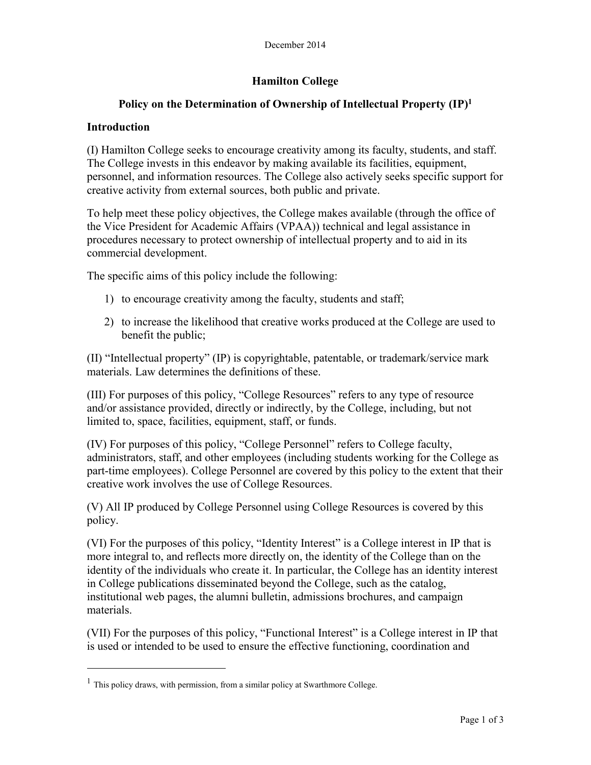December 2014

# Hamilton College

## Policy on the Determination of Ownership of Intellectual Property (IP)[1]

### Introduction

(I) Hamilton College seeks to encourage creativity among its faculty, students, and staff. The College invests in this endeavor by making available its facilities, equipment, personnel, and information resources. The College also actively seeks specific support for creative activity from external sources, both public and private.

To help meet these policy objectives, the College makes available (through the office of the Vice President for Academic Affairs (VPAA)) technical and legal assistance in procedures necessary to protect ownership of intellectual property and to aid in its commercial development.

The specific aims of this policy include the following:

1) to encourage creativity among the faculty, students and staff;
2) to increase the likelihood that creative works produced at the College are used to benefit the public;

(II) "Intellectual property" (IP) is copyrightable, patentable, or trademark/service mark materials. Law determines the definitions of these.

(III) For purposes of this policy, "College Resources" refers to any type of resource and/or assistance provided, directly or indirectly, by the College, including, but not limited to, space, facilities, equipment, staff, or funds.

(IV) For purposes of this policy, "College Personnel" refers to College faculty, administrators, staff, and other employees (including students working for the College as part-time employees). College Personnel are covered by this policy to the extent that their creative work involves the use of College Resources.

(V) All IP produced by College Personnel using College Resources is covered by this policy.

(VI) For the purposes of this policy, "Identity Interest" is a College interest in IP that is more integral to, and reflects more directly on, the identity of the College than on the identity of the individuals who create it. In particular, the College has an identity interest in College publications disseminated beyond the College, such as the catalog, institutional web pages, the alumni bulletin, admissions brochures, and campaign materials.

(VII) For the purposes of this policy, "Functional Interest" is a College interest in IP that is used or intended to be used to ensure the effective functioning, coordination and

---

[1] This policy draws, with permission, from a similar policy at Swarthmore College.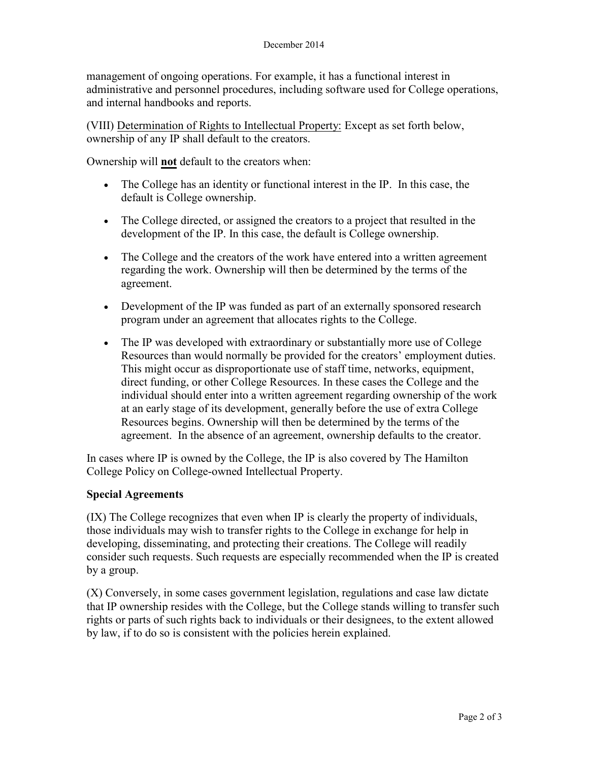management of ongoing operations. For example, it has a functional interest in administrative and personnel procedures, including software used for College operations, and internal handbooks and reports.

(VIII) Determination of Rights to Intellectual Property: Except as set forth below, ownership of any IP shall default to the creators.

Ownership will **not** default to the creators when:

- The College has an identity or functional interest in the IP. In this case, the default is College ownership.
- The College directed, or assigned the creators to a project that resulted in the development of the IP. In this case, the default is College ownership.
- The College and the creators of the work have entered into a written agreement regarding the work. Ownership will then be determined by the terms of the agreement.
- Development of the IP was funded as part of an externally sponsored research program under an agreement that allocates rights to the College.
- The IP was developed with extraordinary or substantially more use of College Resources than would normally be provided for the creators' employment duties. This might occur as disproportionate use of staff time, networks, equipment, direct funding, or other College Resources. In these cases the College and the individual should enter into a written agreement regarding ownership of the work at an early stage of its development, generally before the use of extra College Resources begins. Ownership will then be determined by the terms of the agreement. In the absence of an agreement, ownership defaults to the creator.

In cases where IP is owned by the College, the IP is also covered by The Hamilton College Policy on College-owned Intellectual Property.

## Special Agreements

(IX) The College recognizes that even when IP is clearly the property of individuals, those individuals may wish to transfer rights to the College in exchange for help in developing, disseminating, and protecting their creations. The College will readily consider such requests. Such requests are especially recommended when the IP is created by a group.

(X) Conversely, in some cases government legislation, regulations and case law dictate that IP ownership resides with the College, but the College stands willing to transfer such rights or parts of such rights back to individuals or their designees, to the extent allowed by law, if to do so is consistent with the policies herein explained.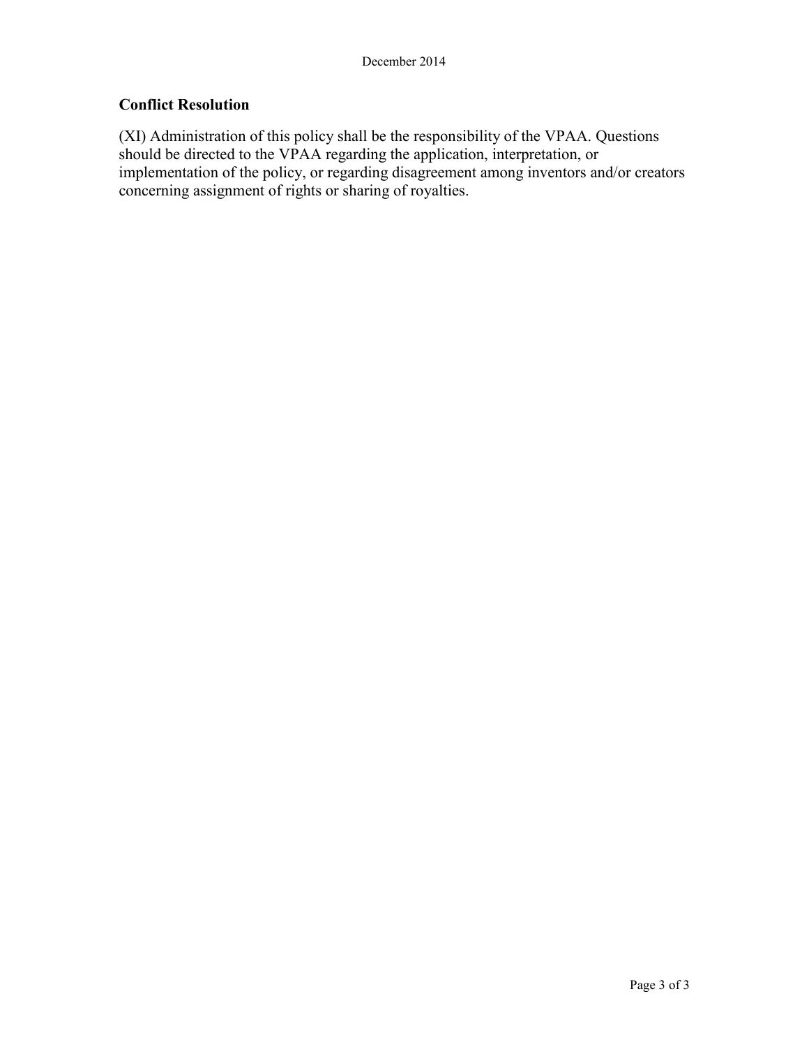## Conflict Resolution

(XI) Administration of this policy shall be the responsibility of the VPAA. Questions should be directed to the VPAA regarding the application, interpretation, or implementation of the policy, or regarding disagreement among inventors and/or creators concerning assignment of rights or sharing of royalties.